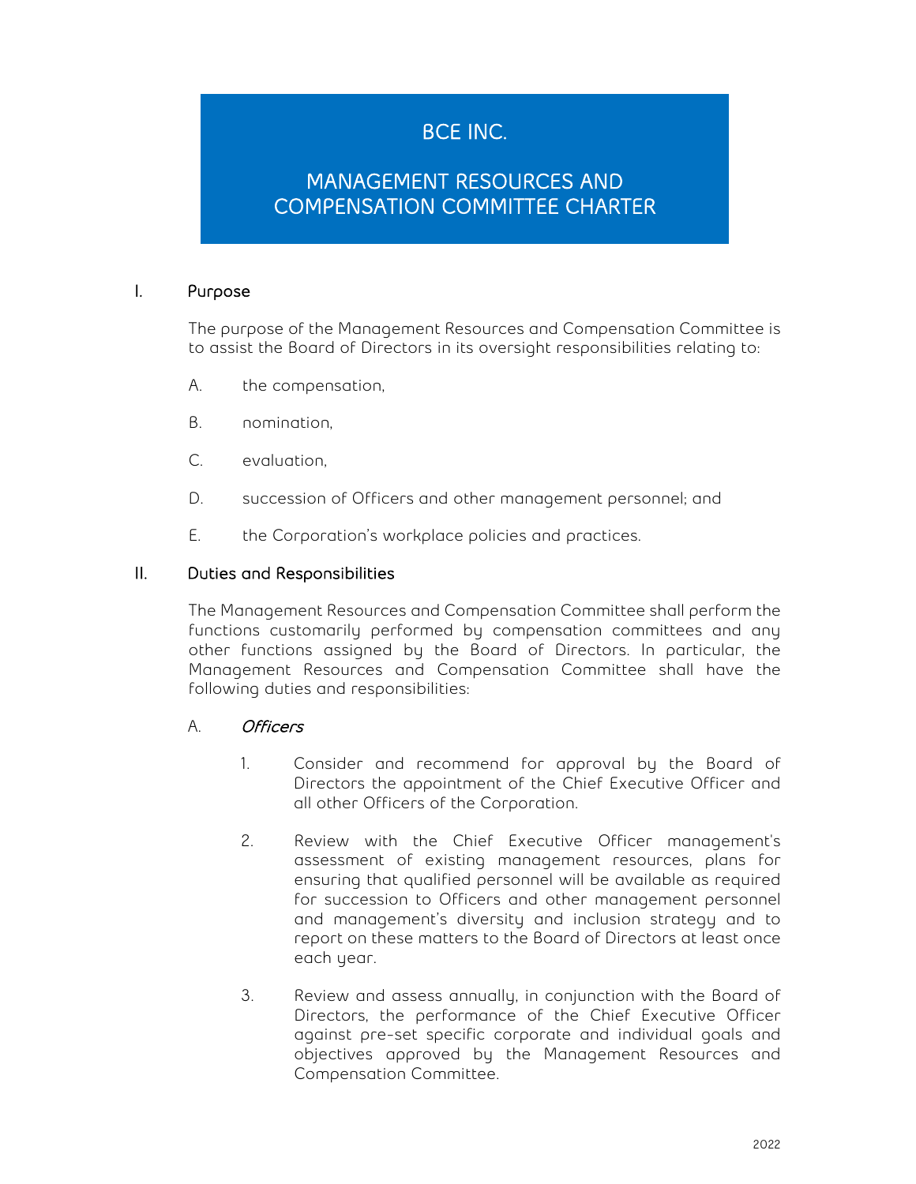# BCE INC.

# MANAGEMENT RESOURCES AND COMPENSATION COMMITTEE CHARTER

## I. Purpose

The purpose of the Management Resources and Compensation Committee is to assist the Board of Directors in its oversight responsibilities relating to:

A. the compensation,

B. nomination,

C. evaluation,

D. succession of Officers and other management personnel; and

E. the Corporation's workplace policies and practices.

## II. Duties and Responsibilities

The Management Resources and Compensation Committee shall perform the functions customarily performed by compensation committees and any other functions assigned by the Board of Directors. In particular, the Management Resources and Compensation Committee shall have the following duties and responsibilities:

### A. *Officers*

1. Consider and recommend for approval by the Board of Directors the appointment of the Chief Executive Officer and all other Officers of the Corporation.

2. Review with the Chief Executive Officer management's assessment of existing management resources, plans for ensuring that qualified personnel will be available as required for succession to Officers and other management personnel and management's diversity and inclusion strategy and to report on these matters to the Board of Directors at least once each year.

3. Review and assess annually, in conjunction with the Board of Directors, the performance of the Chief Executive Officer against pre-set specific corporate and individual goals and objectives approved by the Management Resources and Compensation Committee.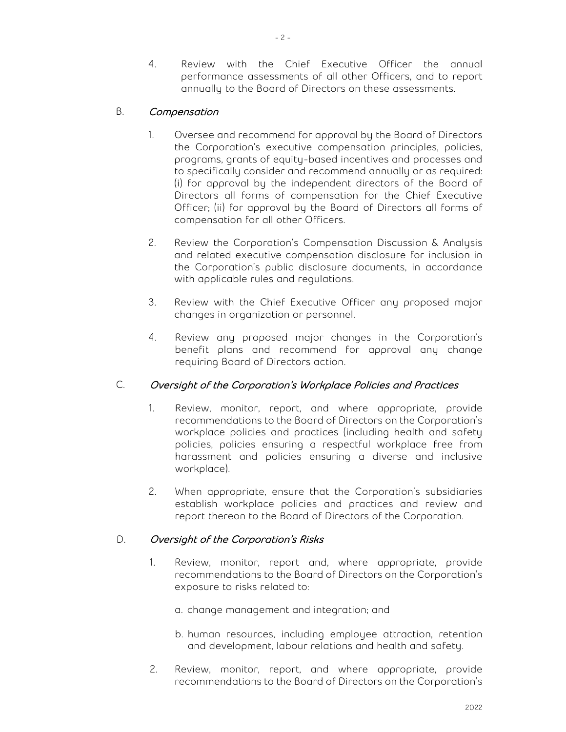4. Review with the Chief Executive Officer the annual performance assessments of all other Officers, and to report annually to the Board of Directors on these assessments.

B. ***Compensation***

1. Oversee and recommend for approval by the Board of Directors the Corporation's executive compensation principles, policies, programs, grants of equity-based incentives and processes and to specifically consider and recommend annually or as required: (i) for approval by the independent directors of the Board of Directors all forms of compensation for the Chief Executive Officer; (ii) for approval by the Board of Directors all forms of compensation for all other Officers.

2. Review the Corporation's Compensation Discussion & Analysis and related executive compensation disclosure for inclusion in the Corporation's public disclosure documents, in accordance with applicable rules and regulations.

3. Review with the Chief Executive Officer any proposed major changes in organization or personnel.

4. Review any proposed major changes in the Corporation's benefit plans and recommend for approval any change requiring Board of Directors action.

C. ***Oversight of the Corporation's Workplace Policies and Practices***

1. Review, monitor, report, and where appropriate, provide recommendations to the Board of Directors on the Corporation's workplace policies and practices (including health and safety policies, policies ensuring a respectful workplace free from harassment and policies ensuring a diverse and inclusive workplace).

2. When appropriate, ensure that the Corporation's subsidiaries establish workplace policies and practices and review and report thereon to the Board of Directors of the Corporation.

D. ***Oversight of the Corporation's Risks***

1. Review, monitor, report and, where appropriate, provide recommendations to the Board of Directors on the Corporation's exposure to risks related to:

   a. change management and integration; and

   b. human resources, including employee attraction, retention and development, labour relations and health and safety.

2. Review, monitor, report, and where appropriate, provide recommendations to the Board of Directors on the Corporation's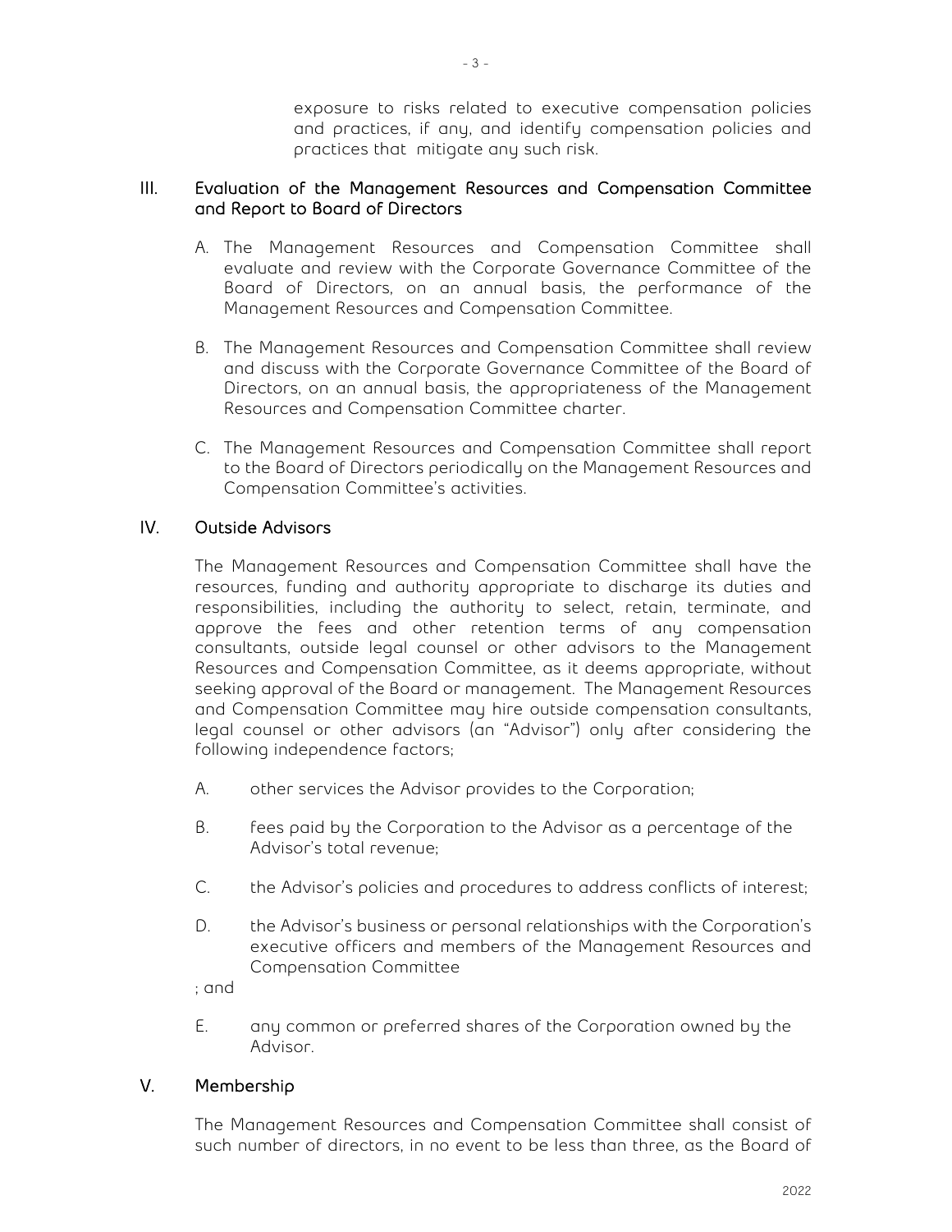exposure to risks related to executive compensation policies and practices, if any, and identify compensation policies and practices that mitigate any such risk.

## III. Evaluation of the Management Resources and Compensation Committee and Report to Board of Directors

A. The Management Resources and Compensation Committee shall evaluate and review with the Corporate Governance Committee of the Board of Directors, on an annual basis, the performance of the Management Resources and Compensation Committee.

B. The Management Resources and Compensation Committee shall review and discuss with the Corporate Governance Committee of the Board of Directors, on an annual basis, the appropriateness of the Management Resources and Compensation Committee charter.

C. The Management Resources and Compensation Committee shall report to the Board of Directors periodically on the Management Resources and Compensation Committee's activities.

## IV. Outside Advisors

The Management Resources and Compensation Committee shall have the resources, funding and authority appropriate to discharge its duties and responsibilities, including the authority to select, retain, terminate, and approve the fees and other retention terms of any compensation consultants, outside legal counsel or other advisors to the Management Resources and Compensation Committee, as it deems appropriate, without seeking approval of the Board or management. The Management Resources and Compensation Committee may hire outside compensation consultants, legal counsel or other advisors (an "Advisor") only after considering the following independence factors;

A. other services the Advisor provides to the Corporation;

B. fees paid by the Corporation to the Advisor as a percentage of the Advisor's total revenue;

C. the Advisor's policies and procedures to address conflicts of interest;

D. the Advisor's business or personal relationships with the Corporation's executive officers and members of the Management Resources and Compensation Committee

; and

E. any common or preferred shares of the Corporation owned by the Advisor.

## V. Membership

The Management Resources and Compensation Committee shall consist of such number of directors, in no event to be less than three, as the Board of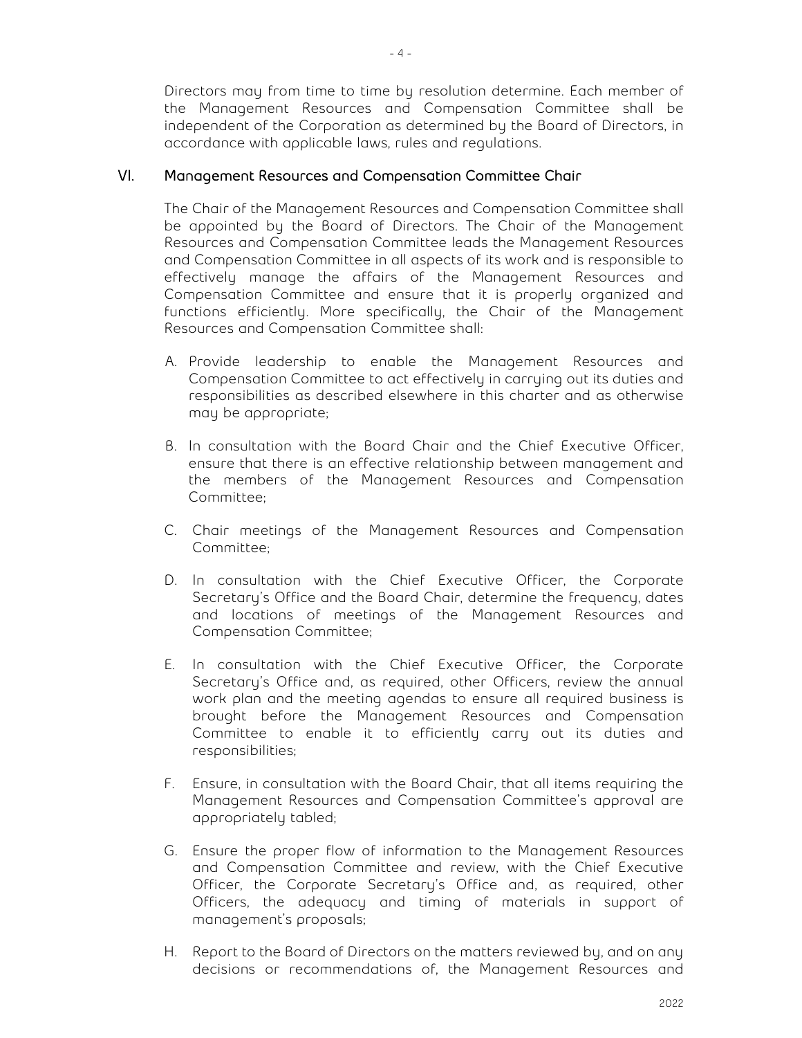Directors may from time to time by resolution determine. Each member of the Management Resources and Compensation Committee shall be independent of the Corporation as determined by the Board of Directors, in accordance with applicable laws, rules and regulations.

## VI. Management Resources and Compensation Committee Chair

The Chair of the Management Resources and Compensation Committee shall be appointed by the Board of Directors. The Chair of the Management Resources and Compensation Committee leads the Management Resources and Compensation Committee in all aspects of its work and is responsible to effectively manage the affairs of the Management Resources and Compensation Committee and ensure that it is properly organized and functions efficiently. More specifically, the Chair of the Management Resources and Compensation Committee shall:

A. Provide leadership to enable the Management Resources and Compensation Committee to act effectively in carrying out its duties and responsibilities as described elsewhere in this charter and as otherwise may be appropriate;

B. In consultation with the Board Chair and the Chief Executive Officer, ensure that there is an effective relationship between management and the members of the Management Resources and Compensation Committee;

C. Chair meetings of the Management Resources and Compensation Committee;

D. In consultation with the Chief Executive Officer, the Corporate Secretary's Office and the Board Chair, determine the frequency, dates and locations of meetings of the Management Resources and Compensation Committee;

E. In consultation with the Chief Executive Officer, the Corporate Secretary's Office and, as required, other Officers, review the annual work plan and the meeting agendas to ensure all required business is brought before the Management Resources and Compensation Committee to enable it to efficiently carry out its duties and responsibilities;

F. Ensure, in consultation with the Board Chair, that all items requiring the Management Resources and Compensation Committee's approval are appropriately tabled;

G. Ensure the proper flow of information to the Management Resources and Compensation Committee and review, with the Chief Executive Officer, the Corporate Secretary's Office and, as required, other Officers, the adequacy and timing of materials in support of management's proposals;

H. Report to the Board of Directors on the matters reviewed by, and on any decisions or recommendations of, the Management Resources and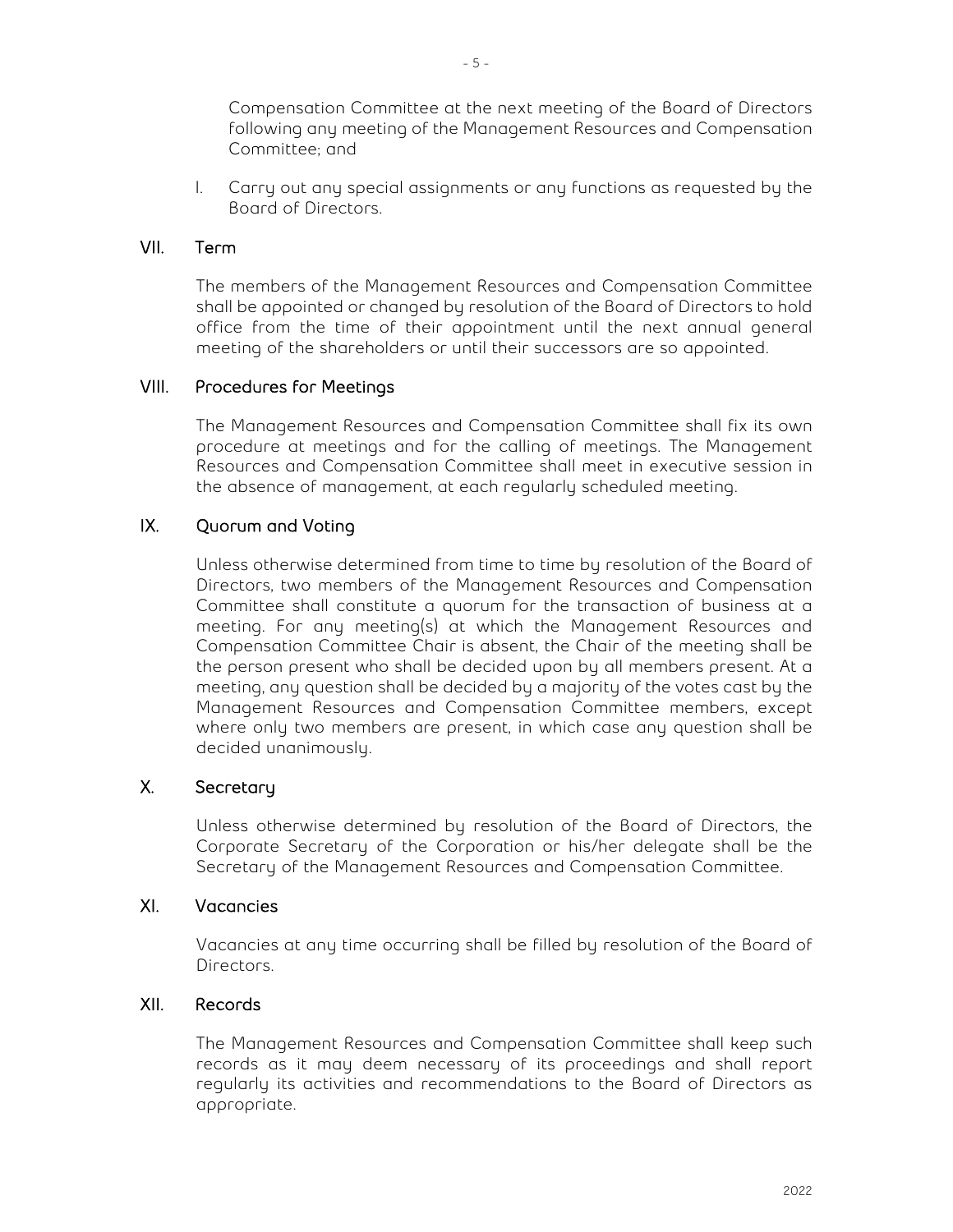Compensation Committee at the next meeting of the Board of Directors following any meeting of the Management Resources and Compensation Committee; and

l. Carry out any special assignments or any functions as requested by the Board of Directors.

## VII. Term

The members of the Management Resources and Compensation Committee shall be appointed or changed by resolution of the Board of Directors to hold office from the time of their appointment until the next annual general meeting of the shareholders or until their successors are so appointed.

## VIII. Procedures for Meetings

The Management Resources and Compensation Committee shall fix its own procedure at meetings and for the calling of meetings. The Management Resources and Compensation Committee shall meet in executive session in the absence of management, at each regularly scheduled meeting.

## IX. Quorum and Voting

Unless otherwise determined from time to time by resolution of the Board of Directors, two members of the Management Resources and Compensation Committee shall constitute a quorum for the transaction of business at a meeting. For any meeting(s) at which the Management Resources and Compensation Committee Chair is absent, the Chair of the meeting shall be the person present who shall be decided upon by all members present. At a meeting, any question shall be decided by a majority of the votes cast by the Management Resources and Compensation Committee members, except where only two members are present, in which case any question shall be decided unanimously.

## X. Secretary

Unless otherwise determined by resolution of the Board of Directors, the Corporate Secretary of the Corporation or his/her delegate shall be the Secretary of the Management Resources and Compensation Committee.

## XI. Vacancies

Vacancies at any time occurring shall be filled by resolution of the Board of Directors.

## XII. Records

The Management Resources and Compensation Committee shall keep such records as it may deem necessary of its proceedings and shall report regularly its activities and recommendations to the Board of Directors as appropriate.